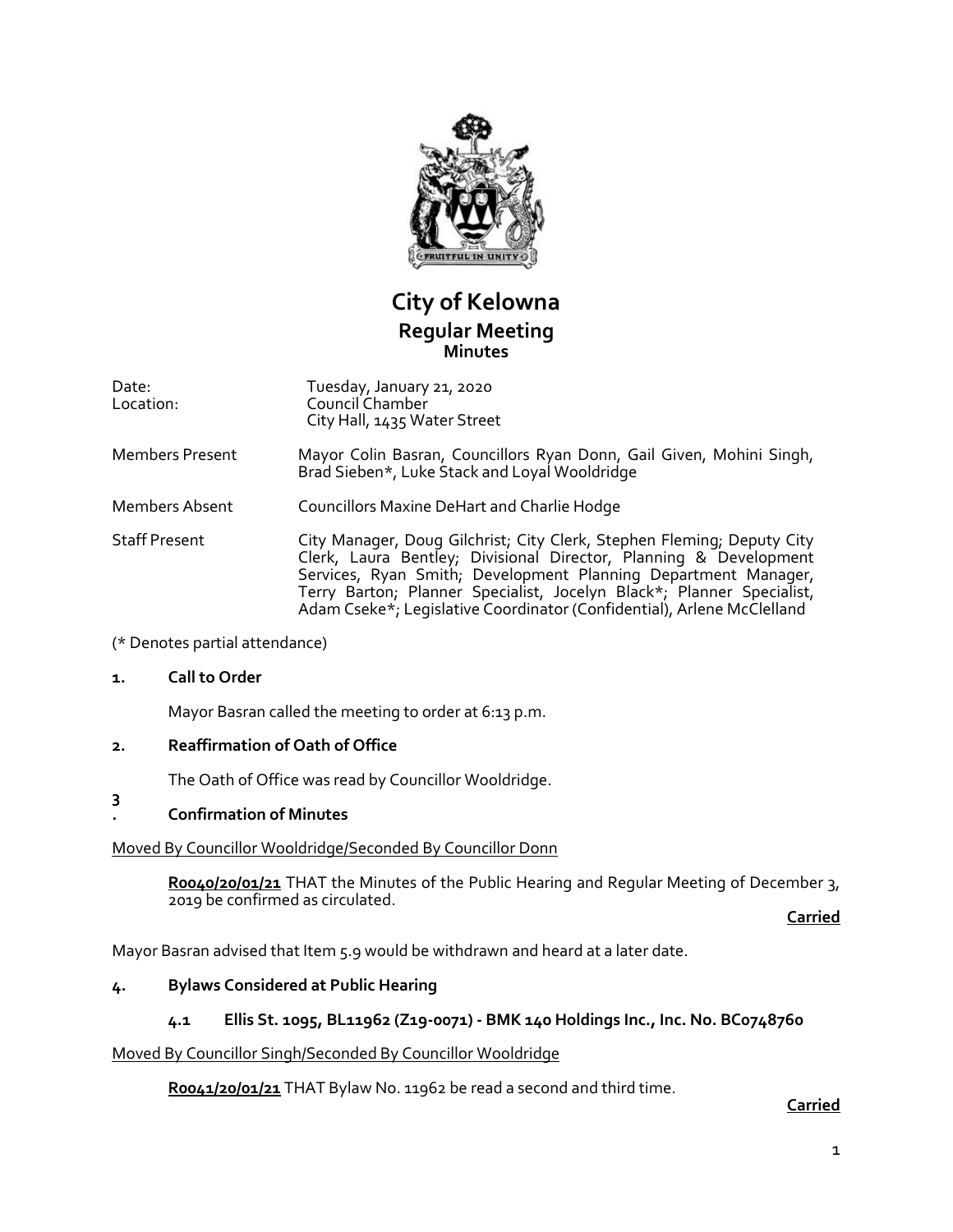# City of Kelowna
## Regular Meeting
### Minutes

| | |
|---|---|
| Date: | Tuesday, January 21, 2020 |
| Location: | Council Chamber<br>City Hall, 1435 Water Street |
| Members Present | Mayor Colin Basran, Councillors Ryan Donn, Gail Given, Mohini Singh, Brad Sieben*, Luke Stack and Loyal Wooldridge |
| Members Absent | Councillors Maxine DeHart and Charlie Hodge |
| Staff Present | City Manager, Doug Gilchrist; City Clerk, Stephen Fleming; Deputy City Clerk, Laura Bentley; Divisional Director, Planning & Development Services, Ryan Smith; Development Planning Department Manager, Terry Barton; Planner Specialist, Jocelyn Black*; Planner Specialist, Adam Cseke*; Legislative Coordinator (Confidential), Arlene McClelland |

(* Denotes partial attendance)

**1. Call to Order**

Mayor Basran called the meeting to order at 6:13 p.m.

**2. Reaffirmation of Oath of Office**

The Oath of Office was read by Councillor Wooldridge.

**3. Confirmation of Minutes**

Moved By Councillor Wooldridge/Seconded By Councillor Donn

**R0040/20/01/21** THAT the Minutes of the Public Hearing and Regular Meeting of December 3, 2019 be confirmed as circulated.

**Carried**

Mayor Basran advised that Item 5.9 would be withdrawn and heard at a later date.

**4. Bylaws Considered at Public Hearing**

**4.1 Ellis St. 1095, BL11962 (Z19-0071) - BMK 140 Holdings Inc., Inc. No. BC0748760**

Moved By Councillor Singh/Seconded By Councillor Wooldridge

**R0041/20/01/21** THAT Bylaw No. 11962 be read a second and third time.

**Carried**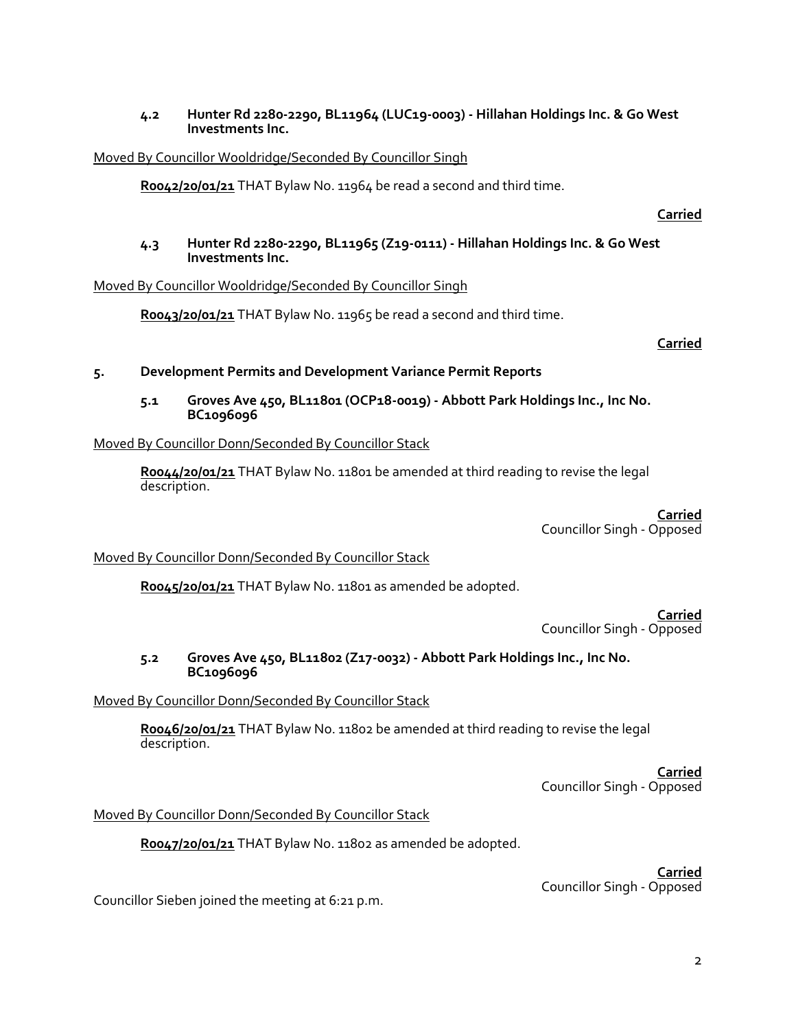### 4.2 Hunter Rd 2280-2290, BL11964 (LUC19-0003) - Hillahan Holdings Inc. & Go West Investments Inc.

Moved By Councillor Wooldridge/Seconded By Councillor Singh

**R0042/20/01/21** THAT Bylaw No. 11964 be read a second and third time.

**Carried**

### 4.3 Hunter Rd 2280-2290, BL11965 (Z19-0111) - Hillahan Holdings Inc. & Go West Investments Inc.

Moved By Councillor Wooldridge/Seconded By Councillor Singh

**R0043/20/01/21** THAT Bylaw No. 11965 be read a second and third time.

**Carried**

## 5. Development Permits and Development Variance Permit Reports

### 5.1 Groves Ave 450, BL11801 (OCP18-0019) - Abbott Park Holdings Inc., Inc No. BC1096096

Moved By Councillor Donn/Seconded By Councillor Stack

**R0044/20/01/21** THAT Bylaw No. 11801 be amended at third reading to revise the legal description.

**Carried**
Councillor Singh - Opposed

Moved By Councillor Donn/Seconded By Councillor Stack

**R0045/20/01/21** THAT Bylaw No. 11801 as amended be adopted.

**Carried**
Councillor Singh - Opposed

### 5.2 Groves Ave 450, BL11802 (Z17-0032) - Abbott Park Holdings Inc., Inc No. BC1096096

Moved By Councillor Donn/Seconded By Councillor Stack

**R0046/20/01/21** THAT Bylaw No. 11802 be amended at third reading to revise the legal description.

**Carried**
Councillor Singh - Opposed

Moved By Councillor Donn/Seconded By Councillor Stack

**R0047/20/01/21** THAT Bylaw No. 11802 as amended be adopted.

**Carried**
Councillor Singh - Opposed

Councillor Sieben joined the meeting at 6:21 p.m.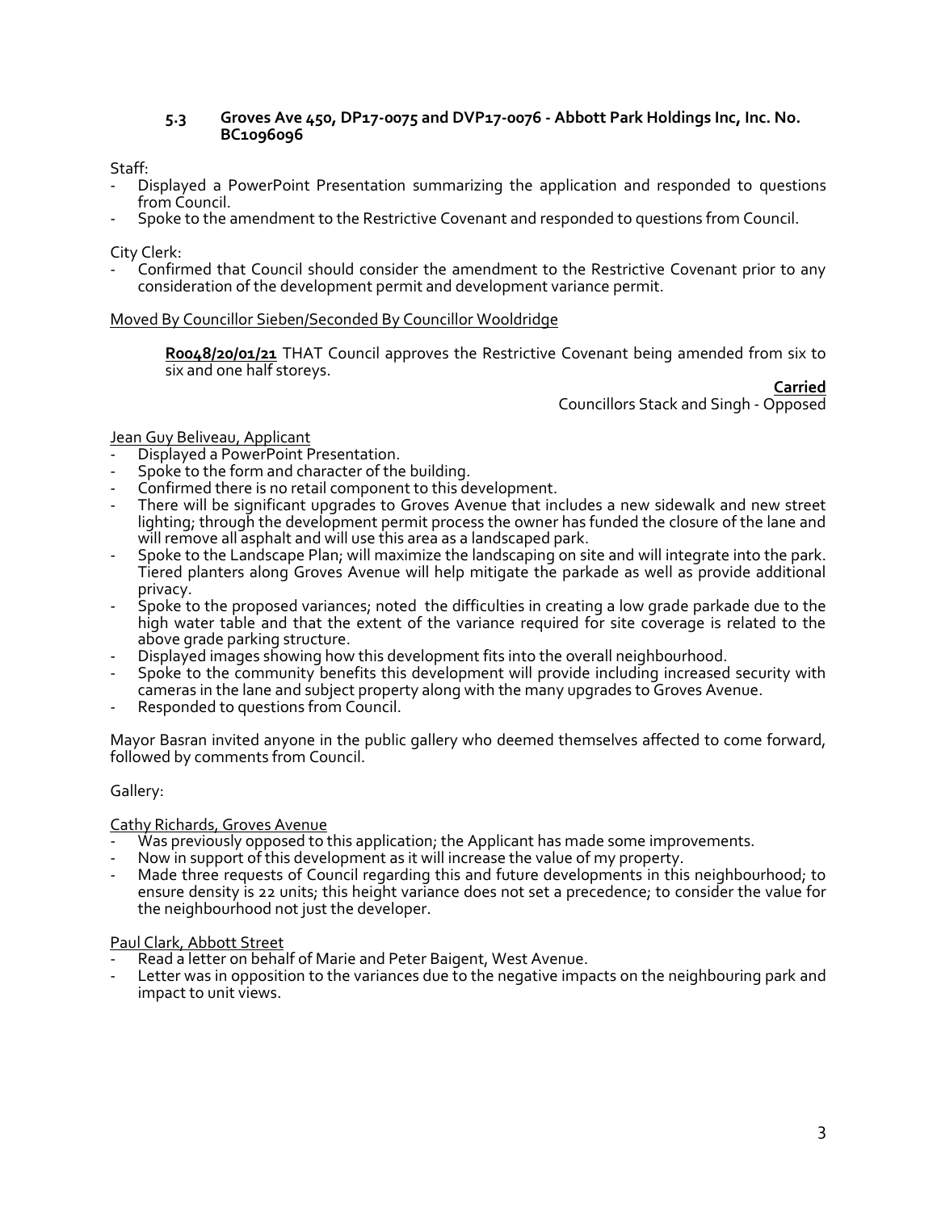### 5.3 Groves Ave 450, DP17-0075 and DVP17-0076 - Abbott Park Holdings Inc, Inc. No. BC1096096

Staff:

- Displayed a PowerPoint Presentation summarizing the application and responded to questions from Council.
- Spoke to the amendment to the Restrictive Covenant and responded to questions from Council.

City Clerk:

- Confirmed that Council should consider the amendment to the Restrictive Covenant prior to any consideration of the development permit and development variance permit.

Moved By Councillor Sieben/Seconded By Councillor Wooldridge

**R0048/20/01/21** THAT Council approves the Restrictive Covenant being amended from six to six and one half storeys.

**Carried**
Councillors Stack and Singh - Opposed

Jean Guy Beliveau, Applicant

- Displayed a PowerPoint Presentation.
- Spoke to the form and character of the building.
- Confirmed there is no retail component to this development.
- There will be significant upgrades to Groves Avenue that includes a new sidewalk and new street lighting; through the development permit process the owner has funded the closure of the lane and will remove all asphalt and will use this area as a landscaped park.
- Spoke to the Landscape Plan; will maximize the landscaping on site and will integrate into the park. Tiered planters along Groves Avenue will help mitigate the parkade as well as provide additional privacy.
- Spoke to the proposed variances; noted the difficulties in creating a low grade parkade due to the high water table and that the extent of the variance required for site coverage is related to the above grade parking structure.
- Displayed images showing how this development fits into the overall neighbourhood.
- Spoke to the community benefits this development will provide including increased security with cameras in the lane and subject property along with the many upgrades to Groves Avenue.
- Responded to questions from Council.

Mayor Basran invited anyone in the public gallery who deemed themselves affected to come forward, followed by comments from Council.

Gallery:

Cathy Richards, Groves Avenue

- Was previously opposed to this application; the Applicant has made some improvements.
- Now in support of this development as it will increase the value of my property.
- Made three requests of Council regarding this and future developments in this neighbourhood; to ensure density is 22 units; this height variance does not set a precedence; to consider the value for the neighbourhood not just the developer.

Paul Clark, Abbott Street

- Read a letter on behalf of Marie and Peter Baigent, West Avenue.
- Letter was in opposition to the variances due to the negative impacts on the neighbouring park and impact to unit views.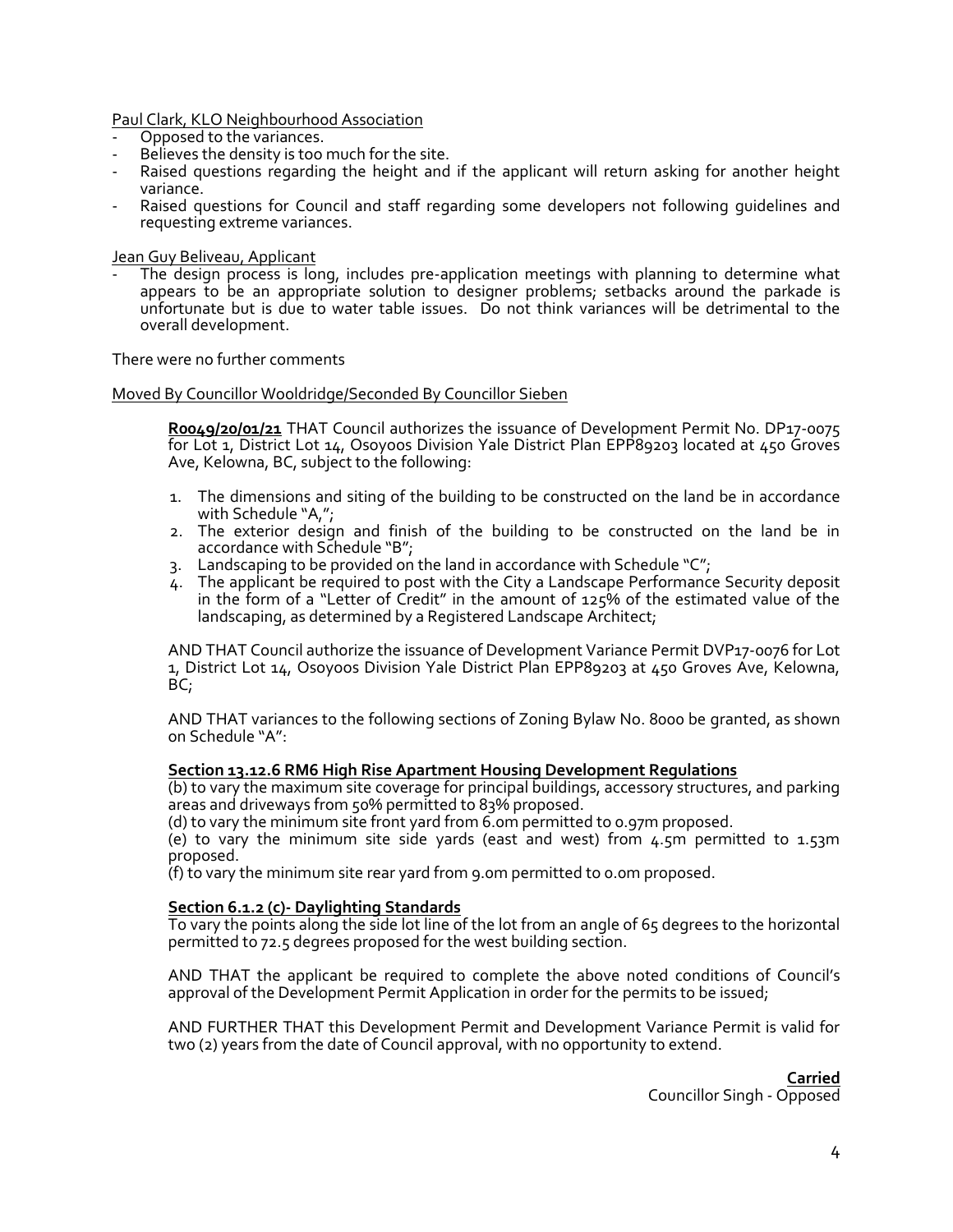Paul Clark, KLO Neighbourhood Association

- Opposed to the variances.
- Believes the density is too much for the site.
- Raised questions regarding the height and if the applicant will return asking for another height variance.
- Raised questions for Council and staff regarding some developers not following guidelines and requesting extreme variances.

Jean Guy Beliveau, Applicant

- The design process is long, includes pre-application meetings with planning to determine what appears to be an appropriate solution to designer problems; setbacks around the parkade is unfortunate but is due to water table issues. Do not think variances will be detrimental to the overall development.

There were no further comments

Moved By Councillor Wooldridge/Seconded By Councillor Sieben

> **R0049/20/01/21** THAT Council authorizes the issuance of Development Permit No. DP17-0075 for Lot 1, District Lot 14, Osoyoos Division Yale District Plan EPP89203 located at 450 Groves Ave, Kelowna, BC, subject to the following:
>
> 1. The dimensions and siting of the building to be constructed on the land be in accordance with Schedule "A,";
> 2. The exterior design and finish of the building to be constructed on the land be in accordance with Schedule "B";
> 3. Landscaping to be provided on the land in accordance with Schedule "C";
> 4. The applicant be required to post with the City a Landscape Performance Security deposit in the form of a "Letter of Credit" in the amount of 125% of the estimated value of the landscaping, as determined by a Registered Landscape Architect;
>
> AND THAT Council authorize the issuance of Development Variance Permit DVP17-0076 for Lot 1, District Lot 14, Osoyoos Division Yale District Plan EPP89203 at 450 Groves Ave, Kelowna, BC;
>
> AND THAT variances to the following sections of Zoning Bylaw No. 8000 be granted, as shown on Schedule "A":
>
> **Section 13.12.6 RM6 High Rise Apartment Housing Development Regulations**
>
> (b) to vary the maximum site coverage for principal buildings, accessory structures, and parking areas and driveways from 50% permitted to 83% proposed.
>
> (d) to vary the minimum site front yard from 6.0m permitted to 0.97m proposed.
>
> (e) to vary the minimum site side yards (east and west) from 4.5m permitted to 1.53m proposed.
>
> (f) to vary the minimum site rear yard from 9.0m permitted to 0.0m proposed.
>
> **Section 6.1.2 (c)- Daylighting Standards**
>
> To vary the points along the side lot line of the lot from an angle of 65 degrees to the horizontal permitted to 72.5 degrees proposed for the west building section.
>
> AND THAT the applicant be required to complete the above noted conditions of Council's approval of the Development Permit Application in order for the permits to be issued;
>
> AND FURTHER THAT this Development Permit and Development Variance Permit is valid for two (2) years from the date of Council approval, with no opportunity to extend.

**Carried**

Councillor Singh - Opposed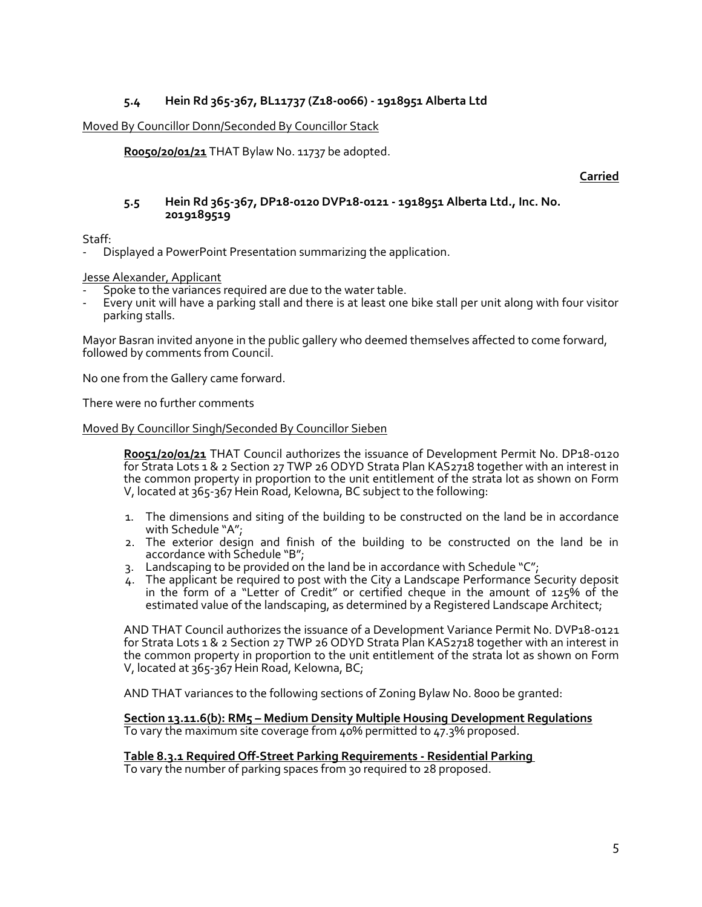### 5.4 Hein Rd 365-367, BL11737 (Z18-0066) - 1918951 Alberta Ltd

Moved By Councillor Donn/Seconded By Councillor Stack

**R0050/20/01/21** THAT Bylaw No. 11737 be adopted.

**Carried**

### 5.5 Hein Rd 365-367, DP18-0120 DVP18-0121 - 1918951 Alberta Ltd., Inc. No. 2019189519

Staff:
- Displayed a PowerPoint Presentation summarizing the application.

Jesse Alexander, Applicant
- Spoke to the variances required are due to the water table.
- Every unit will have a parking stall and there is at least one bike stall per unit along with four visitor parking stalls.

Mayor Basran invited anyone in the public gallery who deemed themselves affected to come forward, followed by comments from Council.

No one from the Gallery came forward.

There were no further comments

Moved By Councillor Singh/Seconded By Councillor Sieben

**R0051/20/01/21** THAT Council authorizes the issuance of Development Permit No. DP18-0120 for Strata Lots 1 & 2 Section 27 TWP 26 ODYD Strata Plan KAS2718 together with an interest in the common property in proportion to the unit entitlement of the strata lot as shown on Form V, located at 365-367 Hein Road, Kelowna, BC subject to the following:

1. The dimensions and siting of the building to be constructed on the land be in accordance with Schedule "A";
2. The exterior design and finish of the building to be constructed on the land be in accordance with Schedule "B";
3. Landscaping to be provided on the land be in accordance with Schedule "C";
4. The applicant be required to post with the City a Landscape Performance Security deposit in the form of a "Letter of Credit" or certified cheque in the amount of 125% of the estimated value of the landscaping, as determined by a Registered Landscape Architect;

AND THAT Council authorizes the issuance of a Development Variance Permit No. DVP18-0121 for Strata Lots 1 & 2 Section 27 TWP 26 ODYD Strata Plan KAS2718 together with an interest in the common property in proportion to the unit entitlement of the strata lot as shown on Form V, located at 365-367 Hein Road, Kelowna, BC;

AND THAT variances to the following sections of Zoning Bylaw No. 8000 be granted:

**Section 13.11.6(b): RM5 – Medium Density Multiple Housing Development Regulations**
To vary the maximum site coverage from 40% permitted to 47.3% proposed.

**Table 8.3.1 Required Off-Street Parking Requirements - Residential Parking**
To vary the number of parking spaces from 30 required to 28 proposed.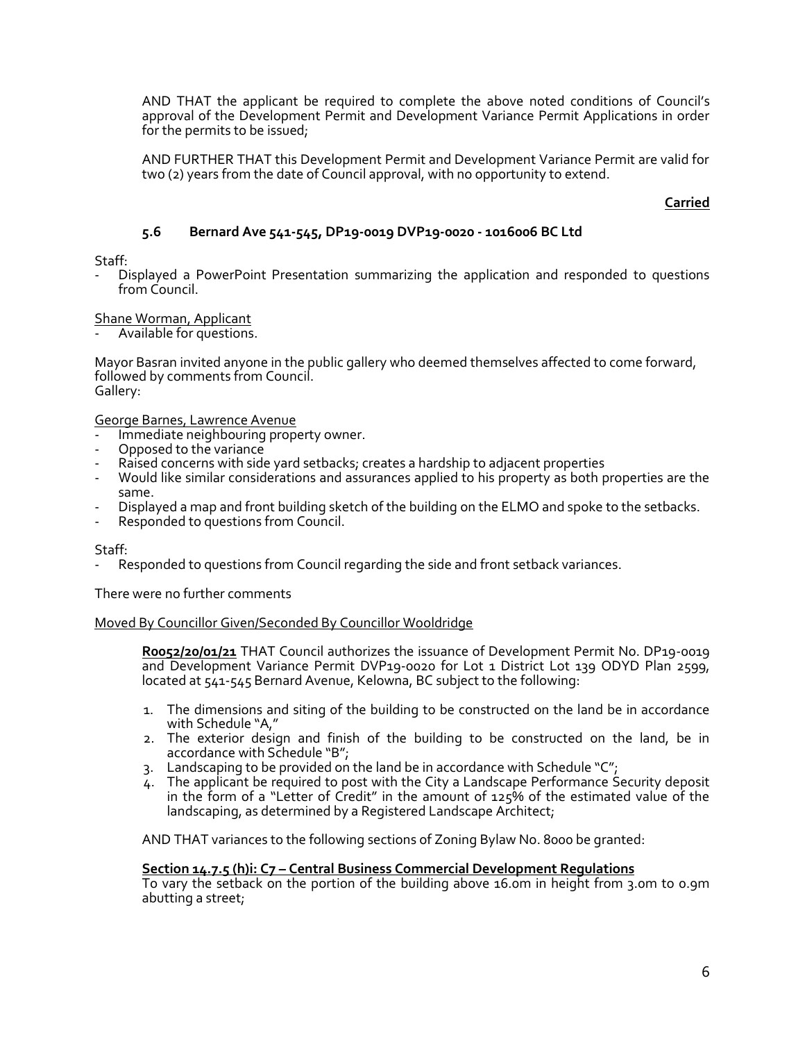AND THAT the applicant be required to complete the above noted conditions of Council's approval of the Development Permit and Development Variance Permit Applications in order for the permits to be issued;

AND FURTHER THAT this Development Permit and Development Variance Permit are valid for two (2) years from the date of Council approval, with no opportunity to extend.

**Carried**

### 5.6 Bernard Ave 541-545, DP19-0019 DVP19-0020 - 1016006 BC Ltd

Staff:
- Displayed a PowerPoint Presentation summarizing the application and responded to questions from Council.

Shane Worman, Applicant
- Available for questions.

Mayor Basran invited anyone in the public gallery who deemed themselves affected to come forward, followed by comments from Council.
Gallery:

George Barnes, Lawrence Avenue
- Immediate neighbouring property owner.
- Opposed to the variance
- Raised concerns with side yard setbacks; creates a hardship to adjacent properties
- Would like similar considerations and assurances applied to his property as both properties are the same.
- Displayed a map and front building sketch of the building on the ELMO and spoke to the setbacks.
- Responded to questions from Council.

Staff:
- Responded to questions from Council regarding the side and front setback variances.

There were no further comments

Moved By Councillor Given/Seconded By Councillor Wooldridge

**R0052/20/01/21** THAT Council authorizes the issuance of Development Permit No. DP19-0019 and Development Variance Permit DVP19-0020 for Lot 1 District Lot 139 ODYD Plan 2599, located at 541-545 Bernard Avenue, Kelowna, BC subject to the following:

1. The dimensions and siting of the building to be constructed on the land be in accordance with Schedule "A,"
2. The exterior design and finish of the building to be constructed on the land, be in accordance with Schedule "B";
3. Landscaping to be provided on the land be in accordance with Schedule "C";
4. The applicant be required to post with the City a Landscape Performance Security deposit in the form of a "Letter of Credit" in the amount of 125% of the estimated value of the landscaping, as determined by a Registered Landscape Architect;

AND THAT variances to the following sections of Zoning Bylaw No. 8000 be granted:

**Section 14.7.5 (h)i: C7 – Central Business Commercial Development Regulations**
To vary the setback on the portion of the building above 16.0m in height from 3.0m to 0.9m abutting a street;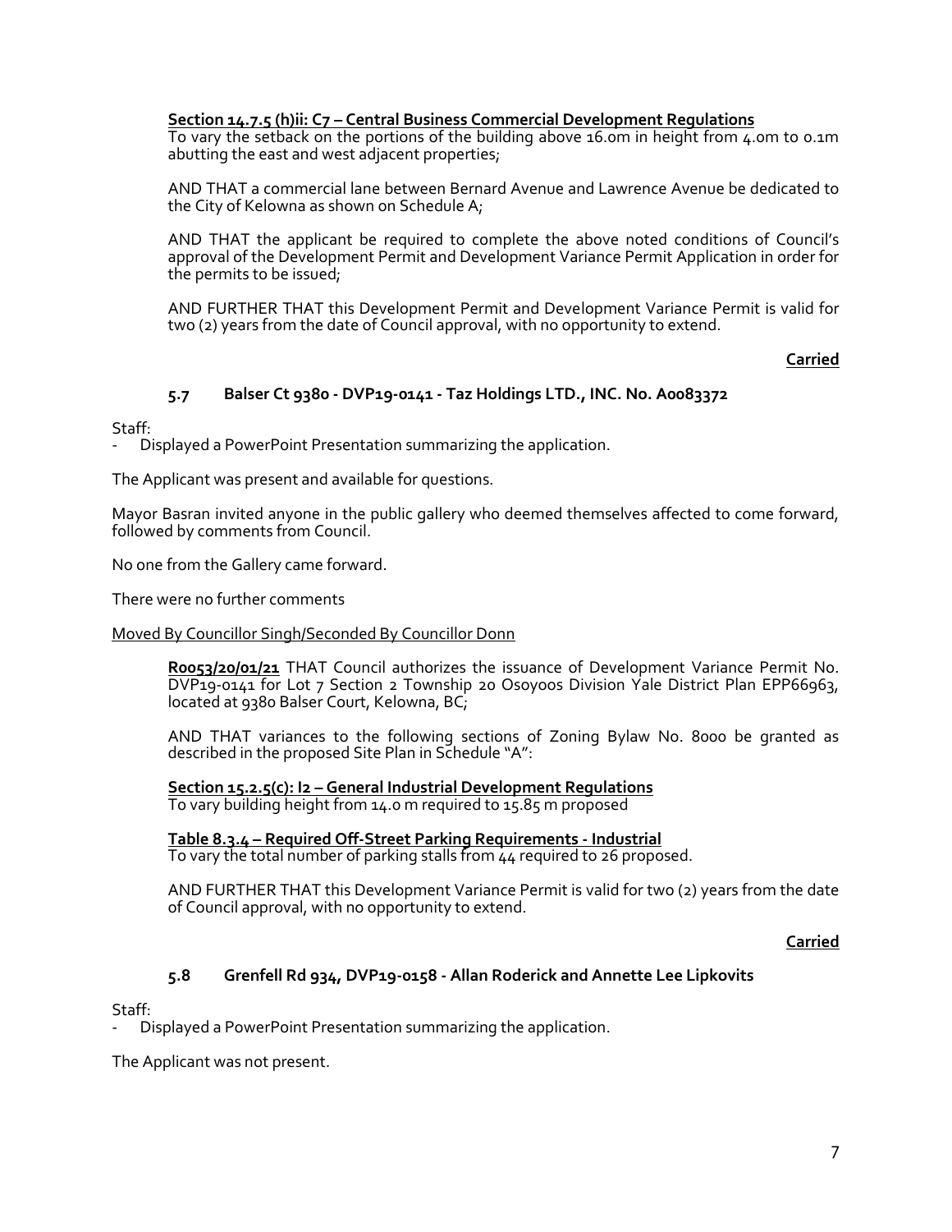**Section 14.7.5 (h)ii: C7 – Central Business Commercial Development Regulations**
To vary the setback on the portions of the building above 16.0m in height from 4.0m to 0.1m abutting the east and west adjacent properties;

AND THAT a commercial lane between Bernard Avenue and Lawrence Avenue be dedicated to the City of Kelowna as shown on Schedule A;

AND THAT the applicant be required to complete the above noted conditions of Council's approval of the Development Permit and Development Variance Permit Application in order for the permits to be issued;

AND FURTHER THAT this Development Permit and Development Variance Permit is valid for two (2) years from the date of Council approval, with no opportunity to extend.

**Carried**

### 5.7 Balser Ct 9380 - DVP19-0141 - Taz Holdings LTD., INC. No. A0083372

Staff:
- Displayed a PowerPoint Presentation summarizing the application.

The Applicant was present and available for questions.

Mayor Basran invited anyone in the public gallery who deemed themselves affected to come forward, followed by comments from Council.

No one from the Gallery came forward.

There were no further comments

Moved By Councillor Singh/Seconded By Councillor Donn

**R0053/20/01/21** THAT Council authorizes the issuance of Development Variance Permit No. DVP19-0141 for Lot 7 Section 2 Township 20 Osoyoos Division Yale District Plan EPP66963, located at 9380 Balser Court, Kelowna, BC;

AND THAT variances to the following sections of Zoning Bylaw No. 8000 be granted as described in the proposed Site Plan in Schedule "A":

**Section 15.2.5(c): I2 – General Industrial Development Regulations**
To vary building height from 14.0 m required to 15.85 m proposed

**Table 8.3.4 – Required Off-Street Parking Requirements - Industrial**
To vary the total number of parking stalls from 44 required to 26 proposed.

AND FURTHER THAT this Development Variance Permit is valid for two (2) years from the date of Council approval, with no opportunity to extend.

**Carried**

### 5.8 Grenfell Rd 934, DVP19-0158 - Allan Roderick and Annette Lee Lipkovits

Staff:
- Displayed a PowerPoint Presentation summarizing the application.

The Applicant was not present.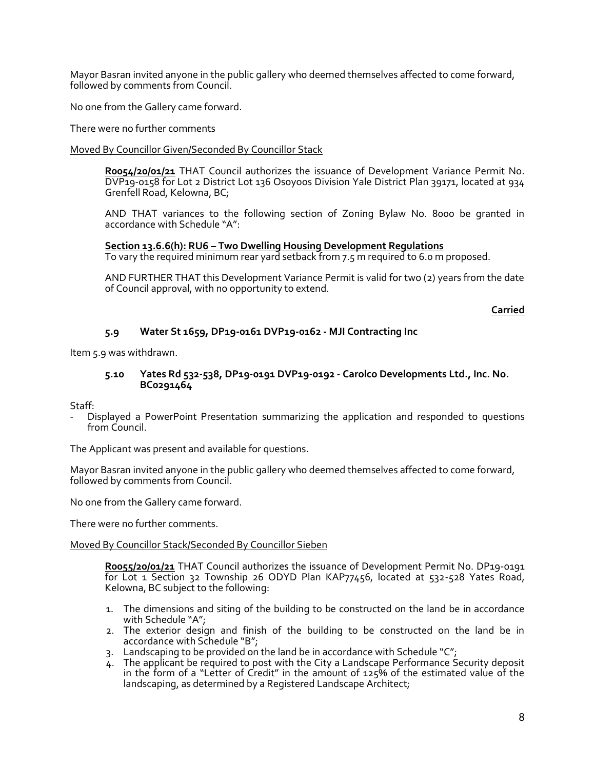Mayor Basran invited anyone in the public gallery who deemed themselves affected to come forward, followed by comments from Council.

No one from the Gallery came forward.

There were no further comments

Moved By Councillor Given/Seconded By Councillor Stack

> **R0054/20/01/21** THAT Council authorizes the issuance of Development Variance Permit No. DVP19-0158 for Lot 2 District Lot 136 Osoyoos Division Yale District Plan 39171, located at 934 Grenfell Road, Kelowna, BC;
>
> AND THAT variances to the following section of Zoning Bylaw No. 8000 be granted in accordance with Schedule "A":
>
> **Section 13.6.6(h): RU6 – Two Dwelling Housing Development Regulations**
> To vary the required minimum rear yard setback from 7.5 m required to 6.0 m proposed.
>
> AND FURTHER THAT this Development Variance Permit is valid for two (2) years from the date of Council approval, with no opportunity to extend.

**Carried**

### 5.9 Water St 1659, DP19-0161 DVP19-0162 - MJI Contracting Inc

Item 5.9 was withdrawn.

### 5.10 Yates Rd 532-538, DP19-0191 DVP19-0192 - Carolco Developments Ltd., Inc. No. BC0291464

Staff:
- Displayed a PowerPoint Presentation summarizing the application and responded to questions from Council.

The Applicant was present and available for questions.

Mayor Basran invited anyone in the public gallery who deemed themselves affected to come forward, followed by comments from Council.

No one from the Gallery came forward.

There were no further comments.

Moved By Councillor Stack/Seconded By Councillor Sieben

> **R0055/20/01/21** THAT Council authorizes the issuance of Development Permit No. DP19-0191 for Lot 1 Section 32 Township 26 ODYD Plan KAP77456, located at 532-528 Yates Road, Kelowna, BC subject to the following:
>
> 1. The dimensions and siting of the building to be constructed on the land be in accordance with Schedule "A";
> 2. The exterior design and finish of the building to be constructed on the land be in accordance with Schedule "B";
> 3. Landscaping to be provided on the land be in accordance with Schedule "C";
> 4. The applicant be required to post with the City a Landscape Performance Security deposit in the form of a "Letter of Credit" in the amount of 125% of the estimated value of the landscaping, as determined by a Registered Landscape Architect;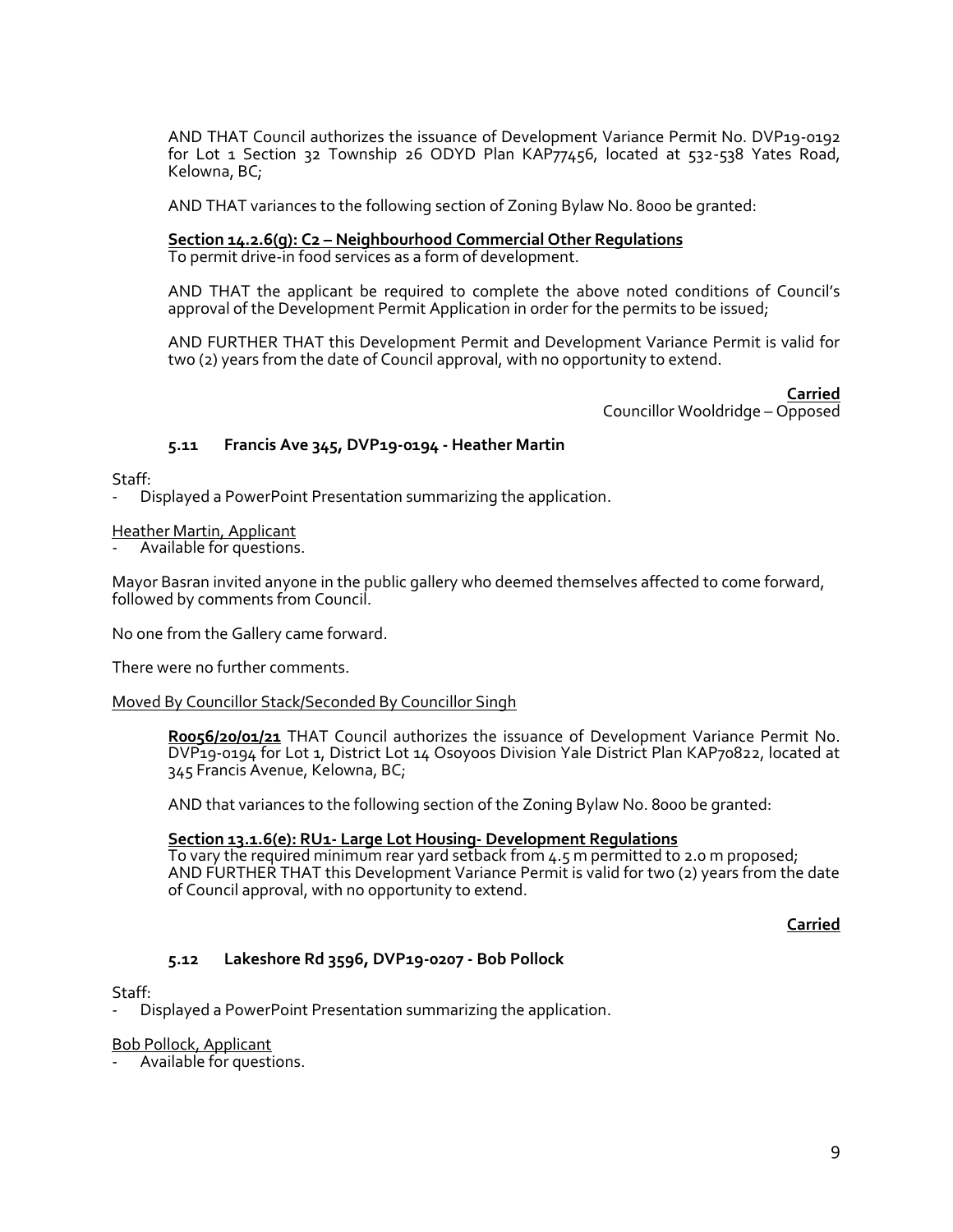AND THAT Council authorizes the issuance of Development Variance Permit No. DVP19-0192 for Lot 1 Section 32 Township 26 ODYD Plan KAP77456, located at 532-538 Yates Road, Kelowna, BC;

AND THAT variances to the following section of Zoning Bylaw No. 8000 be granted:

**Section 14.2.6(g): C2 – Neighbourhood Commercial Other Regulations**
To permit drive-in food services as a form of development.

AND THAT the applicant be required to complete the above noted conditions of Council's approval of the Development Permit Application in order for the permits to be issued;

AND FURTHER THAT this Development Permit and Development Variance Permit is valid for two (2) years from the date of Council approval, with no opportunity to extend.

**Carried**
Councillor Wooldridge – Opposed

### 5.11 Francis Ave 345, DVP19-0194 - Heather Martin

Staff:
- Displayed a PowerPoint Presentation summarizing the application.

Heather Martin, Applicant
- Available for questions.

Mayor Basran invited anyone in the public gallery who deemed themselves affected to come forward, followed by comments from Council.

No one from the Gallery came forward.

There were no further comments.

Moved By Councillor Stack/Seconded By Councillor Singh

**R0056/20/01/21** THAT Council authorizes the issuance of Development Variance Permit No. DVP19-0194 for Lot 1, District Lot 14 Osoyoos Division Yale District Plan KAP70822, located at 345 Francis Avenue, Kelowna, BC;

AND that variances to the following section of the Zoning Bylaw No. 8000 be granted:

**Section 13.1.6(e): RU1- Large Lot Housing- Development Regulations**
To vary the required minimum rear yard setback from 4.5 m permitted to 2.0 m proposed;
AND FURTHER THAT this Development Variance Permit is valid for two (2) years from the date of Council approval, with no opportunity to extend.

**Carried**

### 5.12 Lakeshore Rd 3596, DVP19-0207 - Bob Pollock

Staff:
- Displayed a PowerPoint Presentation summarizing the application.

Bob Pollock, Applicant
- Available for questions.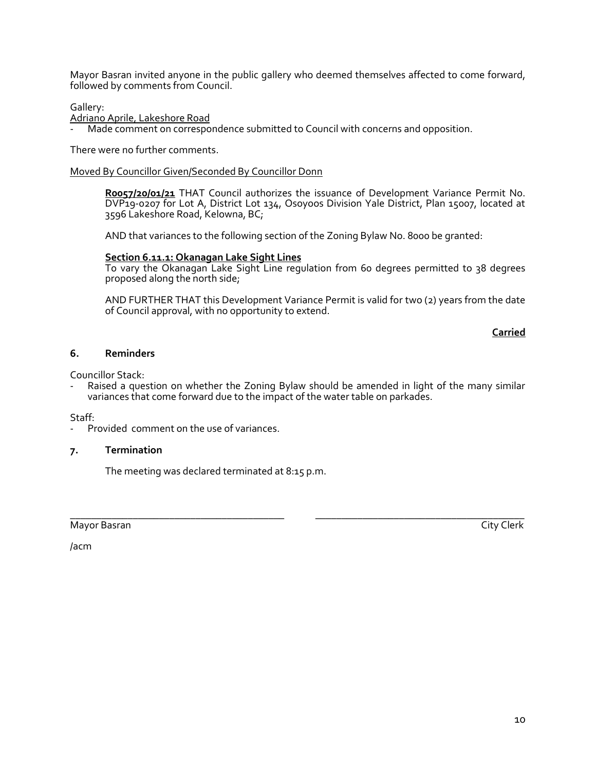Mayor Basran invited anyone in the public gallery who deemed themselves affected to come forward, followed by comments from Council.

Gallery:
Adriano Aprile, Lakeshore Road

- Made comment on correspondence submitted to Council with concerns and opposition.

There were no further comments.

Moved By Councillor Given/Seconded By Councillor Donn

> **R0057/20/01/21** THAT Council authorizes the issuance of Development Variance Permit No. DVP19-0207 for Lot A, District Lot 134, Osoyoos Division Yale District, Plan 15007, located at 3596 Lakeshore Road, Kelowna, BC;
>
> AND that variances to the following section of the Zoning Bylaw No. 8000 be granted:
>
> **Section 6.11.1: Okanagan Lake Sight Lines**
> To vary the Okanagan Lake Sight Line regulation from 60 degrees permitted to 38 degrees proposed along the north side;
>
> AND FURTHER THAT this Development Variance Permit is valid for two (2) years from the date of Council approval, with no opportunity to extend.

**Carried**

## 6. Reminders

Councillor Stack:

- Raised a question on whether the Zoning Bylaw should be amended in light of the many similar variances that come forward due to the impact of the water table on parkades.

Staff:

- Provided comment on the use of variances.

## 7. Termination

The meeting was declared terminated at 8:15 p.m.

\_\_\_\_\_\_\_\_\_\_\_\_\_\_\_\_\_\_\_\_\_\_\_\_\_\_\_\_\_\_\_\_\_\_\_\_\_\_\_\_ \_\_\_\_\_\_\_\_\_\_\_\_\_\_\_\_\_\_\_\_\_\_\_\_\_\_\_\_\_\_\_\_\_\_\_\_\_\_\_\_
Mayor Basran City Clerk

/acm